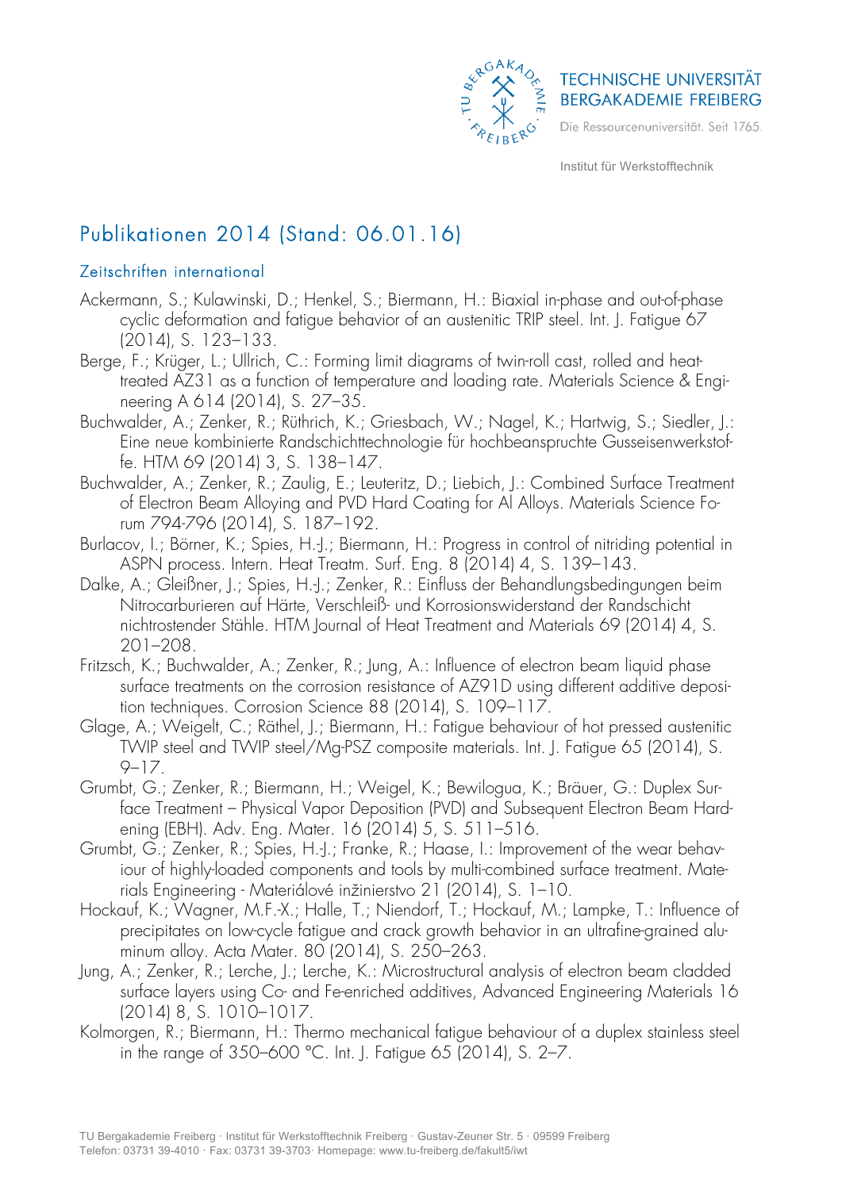# Publikationen 2014 (Stand: 06.01.16)

## Zeitschriften international

Ackermann, S.; Kulawinski, D.; Henkel, S.; Biermann, H.: Biaxial in-phase and out-of-phase cyclic deformation and fatigue behavior of an austenitic TRIP steel. Int. J. Fatigue 67 (2014), S. 123–133.

Berge, F.; Krüger, L.; Ullrich, C.: Forming limit diagrams of twin-roll cast, rolled and heat-treated AZ31 as a function of temperature and loading rate. Materials Science & Engineering A 614 (2014), S. 27–35.

Buchwalder, A.; Zenker, R.; Rüthrich, K.; Griesbach, W.; Nagel, K.; Hartwig, S.; Siedler, J.: Eine neue kombinierte Randschichttechnologie für hochbeanspruchte Gusseisenwerkstoffe. HTM 69 (2014) 3, S. 138–147.

Buchwalder, A.; Zenker, R.; Zaulig, E.; Leuteritz, D.; Liebich, J.: Combined Surface Treatment of Electron Beam Alloying and PVD Hard Coating for Al Alloys. Materials Science Forum 794-796 (2014), S. 187–192.

Burlacov, I.; Börner, K.; Spies, H.-J.; Biermann, H.: Progress in control of nitriding potential in ASPN process. Intern. Heat Treatm. Surf. Eng. 8 (2014) 4, S. 139–143.

Dalke, A.; Gleißner, J.; Spies, H.-J.; Zenker, R.: Einfluss der Behandlungsbedingungen beim Nitrocarburieren auf Härte, Verschleiß- und Korrosionswiderstand der Randschicht nichtrostender Stähle. HTM Journal of Heat Treatment and Materials 69 (2014) 4, S. 201–208.

Fritzsch, K.; Buchwalder, A.; Zenker, R.; Jung, A.: Influence of electron beam liquid phase surface treatments on the corrosion resistance of AZ91D using different additive deposition techniques. Corrosion Science 88 (2014), S. 109–117.

Glage, A.; Weigelt, C.; Räthel, J.; Biermann, H.: Fatigue behaviour of hot pressed austenitic TWIP steel and TWIP steel/Mg-PSZ composite materials. Int. J. Fatigue 65 (2014), S. 9–17.

Grumbt, G.; Zenker, R.; Biermann, H.; Weigel, K.; Bewilogua, K.; Bräuer, G.: Duplex Surface Treatment – Physical Vapor Deposition (PVD) and Subsequent Electron Beam Hardening (EBH). Adv. Eng. Mater. 16 (2014) 5, S. 511–516.

Grumbt, G.; Zenker, R.; Spies, H.-J.; Franke, R.; Haase, I.: Improvement of the wear behaviour of highly-loaded components and tools by multi-combined surface treatment. Materials Engineering - Materiálové inžinierstvo 21 (2014), S. 1–10.

Hockauf, K.; Wagner, M.F.-X.; Halle, T.; Niendorf, T.; Hockauf, M.; Lampke, T.: Influence of precipitates on low-cycle fatigue and crack growth behavior in an ultrafine-grained aluminum alloy. Acta Mater. 80 (2014), S. 250–263.

Jung, A.; Zenker, R.; Lerche, J.; Lerche, K.: Microstructural analysis of electron beam cladded surface layers using Co- and Fe-enriched additives, Advanced Engineering Materials 16 (2014) 8, S. 1010–1017.

Kolmorgen, R.; Biermann, H.: Thermo mechanical fatigue behaviour of a duplex stainless steel in the range of 350–600 °C. Int. J. Fatigue 65 (2014), S. 2–7.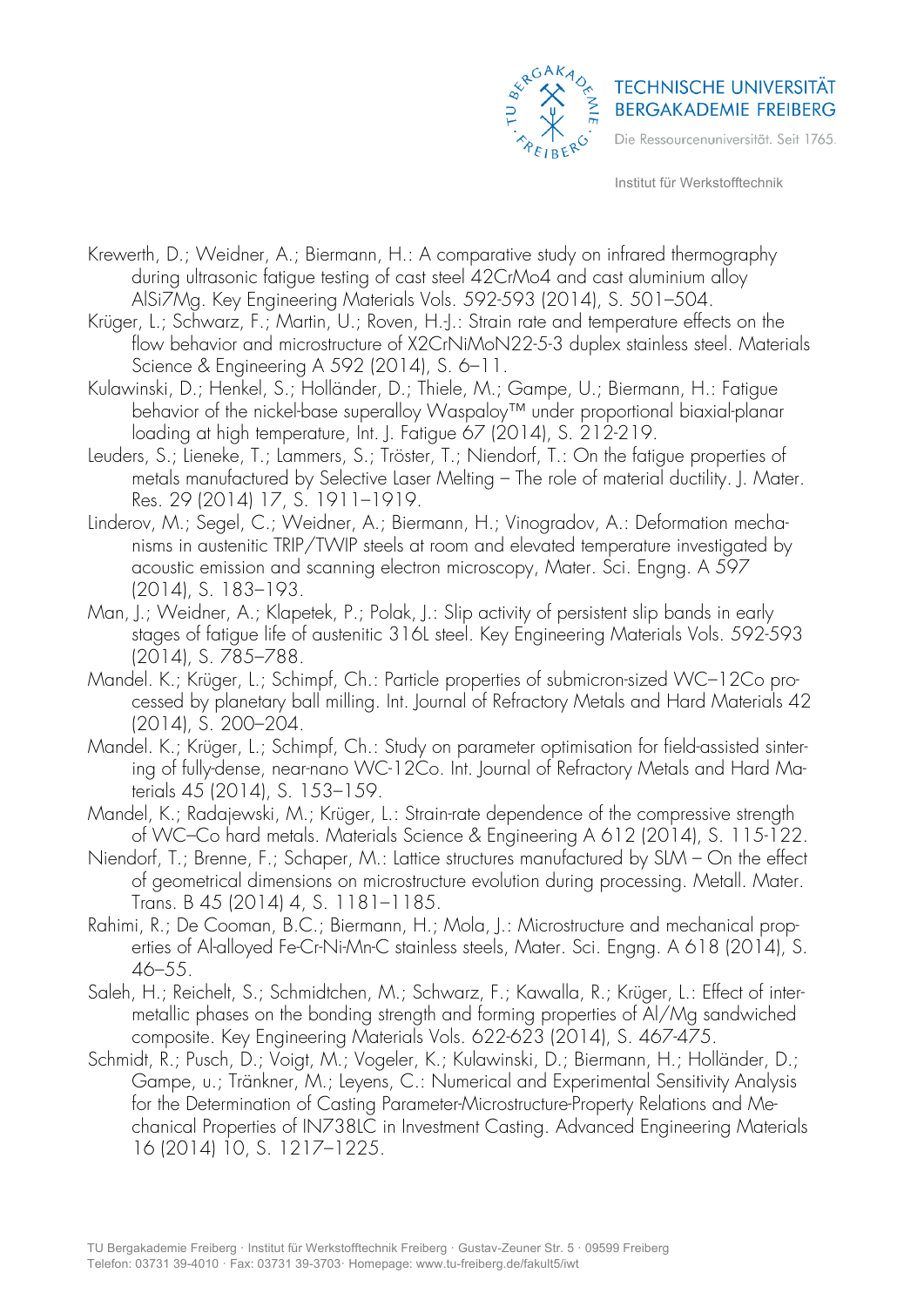Krewerth, D.; Weidner, A.; Biermann, H.: A comparative study on infrared thermography during ultrasonic fatigue testing of cast steel 42CrMo4 and cast aluminium alloy AlSi7Mg. Key Engineering Materials Vols. 592-593 (2014), S. 501–504.

Krüger, L.; Schwarz, F.; Martin, U.; Roven, H.-J.: Strain rate and temperature effects on the flow behavior and microstructure of X2CrNiMoN22-5-3 duplex stainless steel. Materials Science & Engineering A 592 (2014), S. 6–11.

Kulawinski, D.; Henkel, S.; Holländer, D.; Thiele, M.; Gampe, U.; Biermann, H.: Fatigue behavior of the nickel-base superalloy Waspaloy™ under proportional biaxial-planar loading at high temperature, Int. J. Fatigue 67 (2014), S. 212-219.

Leuders, S.; Lieneke, T.; Lammers, S.; Tröster, T.; Niendorf, T.: On the fatigue properties of metals manufactured by Selective Laser Melting – The role of material ductility. J. Mater. Res. 29 (2014) 17, S. 1911–1919.

Linderov, M.; Segel, C.; Weidner, A.; Biermann, H.; Vinogradov, A.: Deformation mechanisms in austenitic TRIP/TWIP steels at room and elevated temperature investigated by acoustic emission and scanning electron microscopy, Mater. Sci. Engng. A 597 (2014), S. 183–193.

Man, J.; Weidner, A.; Klapetek, P.; Polak, J.: Slip activity of persistent slip bands in early stages of fatigue life of austenitic 316L steel. Key Engineering Materials Vols. 592-593 (2014), S. 785–788.

Mandel. K.; Krüger, L.; Schimpf, Ch.: Particle properties of submicron-sized WC–12Co processed by planetary ball milling. Int. Journal of Refractory Metals and Hard Materials 42 (2014), S. 200–204.

Mandel. K.; Krüger, L.; Schimpf, Ch.: Study on parameter optimisation for field-assisted sintering of fully-dense, near-nano WC-12Co. Int. Journal of Refractory Metals and Hard Materials 45 (2014), S. 153–159.

Mandel, K.; Radajewski, M.; Krüger, L.: Strain-rate dependence of the compressive strength of WC–Co hard metals. Materials Science & Engineering A 612 (2014), S. 115-122.

Niendorf, T.; Brenne, F.; Schaper, M.: Lattice structures manufactured by SLM – On the effect of geometrical dimensions on microstructure evolution during processing. Metall. Mater. Trans. B 45 (2014) 4, S. 1181–1185.

Rahimi, R.; De Cooman, B.C.; Biermann, H.; Mola, J.: Microstructure and mechanical properties of Al-alloyed Fe-Cr-Ni-Mn-C stainless steels, Mater. Sci. Engng. A 618 (2014), S. 46–55.

Saleh, H.; Reichelt, S.; Schmidtchen, M.; Schwarz, F.; Kawalla, R.; Krüger, L.: Effect of intermetallic phases on the bonding strength and forming properties of Al/Mg sandwiched composite. Key Engineering Materials Vols. 622-623 (2014), S. 467-475.

Schmidt, R.; Pusch, D.; Voigt, M.; Vogeler, K.; Kulawinski, D.; Biermann, H.; Holländer, D.; Gampe, u.; Tränkner, M.; Leyens, C.: Numerical and Experimental Sensitivity Analysis for the Determination of Casting Parameter-Microstructure-Property Relations and Mechanical Properties of IN738LC in Investment Casting. Advanced Engineering Materials 16 (2014) 10, S. 1217–1225.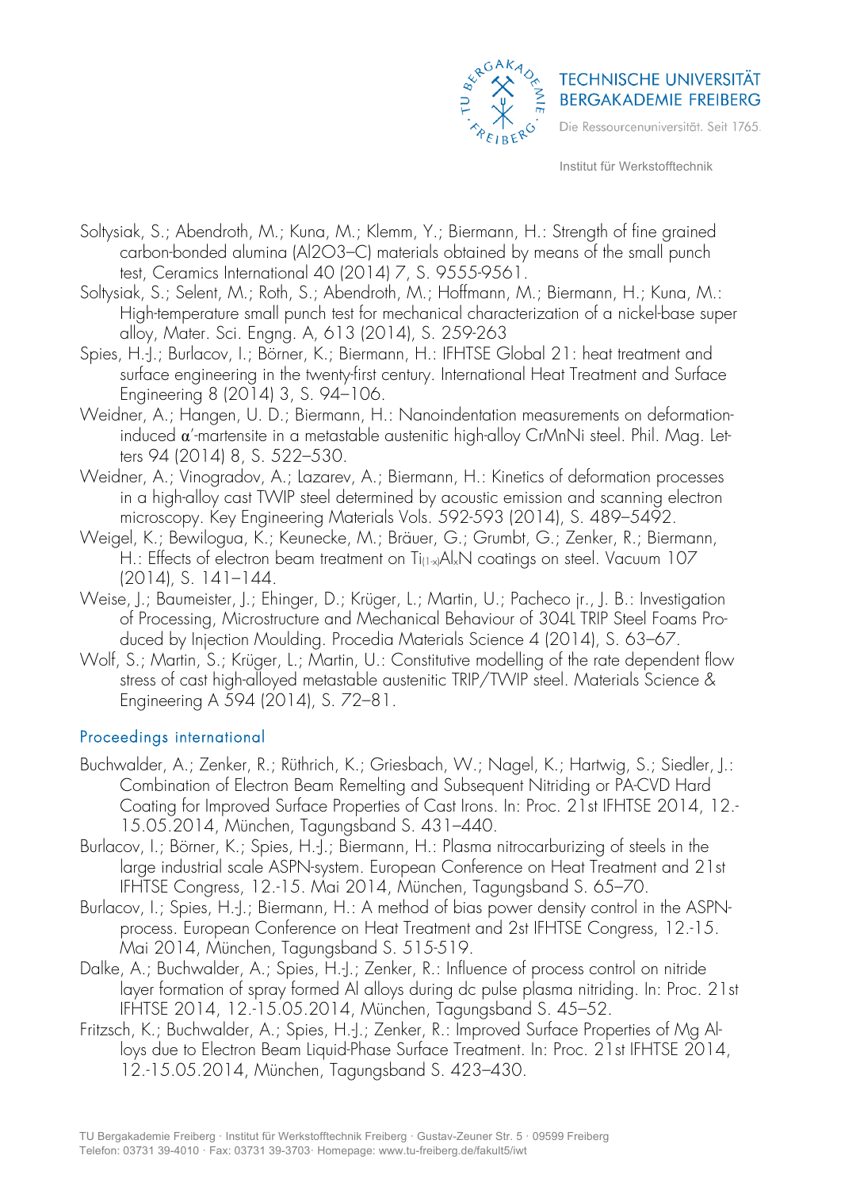Soltysiak, S.; Abendroth, M.; Kuna, M.; Klemm, Y.; Biermann, H.: Strength of fine grained carbon-bonded alumina (Al2O3–C) materials obtained by means of the small punch test, Ceramics International 40 (2014) 7, S. 9555-9561.

Soltysiak, S.; Selent, M.; Roth, S.; Abendroth, M.; Hoffmann, M.; Biermann, H.; Kuna, M.: High-temperature small punch test for mechanical characterization of a nickel-base super alloy, Mater. Sci. Engng. A, 613 (2014), S. 259-263

Spies, H.-J.; Burlacov, I.; Börner, K.; Biermann, H.: IFHTSE Global 21: heat treatment and surface engineering in the twenty-first century. International Heat Treatment and Surface Engineering 8 (2014) 3, S. 94–106.

Weidner, A.; Hangen, U. D.; Biermann, H.: Nanoindentation measurements on deformation-induced α'-martensite in a metastable austenitic high-alloy CrMnNi steel. Phil. Mag. Letters 94 (2014) 8, S. 522–530.

Weidner, A.; Vinogradov, A.; Lazarev, A.; Biermann, H.: Kinetics of deformation processes in a high-alloy cast TWIP steel determined by acoustic emission and scanning electron microscopy. Key Engineering Materials Vols. 592-593 (2014), S. 489–5492.

Weigel, K.; Bewilogua, K.; Keunecke, M.; Bräuer, G.; Grumbt, G.; Zenker, R.; Biermann, H.: Effects of electron beam treatment on $Ti_{(1-x)}Al_xN$ coatings on steel. Vacuum 107 (2014), S. 141–144.

Weise, J.; Baumeister, J.; Ehinger, D.; Krüger, L.; Martin, U.; Pacheco jr., J. B.: Investigation of Processing, Microstructure and Mechanical Behaviour of 304L TRIP Steel Foams Produced by Injection Moulding. Procedia Materials Science 4 (2014), S. 63–67.

Wolf, S.; Martin, S.; Krüger, L.; Martin, U.: Constitutive modelling of the rate dependent flow stress of cast high-alloyed metastable austenitic TRIP/TWIP steel. Materials Science & Engineering A 594 (2014), S. 72–81.

## Proceedings international

Buchwalder, A.; Zenker, R.; Rüthrich, K.; Griesbach, W.; Nagel, K.; Hartwig, S.; Siedler, J.: Combination of Electron Beam Remelting and Subsequent Nitriding or PA-CVD Hard Coating for Improved Surface Properties of Cast Irons. In: Proc. 21st IFHTSE 2014, 12.-15.05.2014, München, Tagungsband S. 431–440.

Burlacov, I.; Börner, K.; Spies, H.-J.; Biermann, H.: Plasma nitrocarburizing of steels in the large industrial scale ASPN-system. European Conference on Heat Treatment and 21st IFHTSE Congress, 12.-15. Mai 2014, München, Tagungsband S. 65–70.

Burlacov, I.; Spies, H.-J.; Biermann, H.: A method of bias power density control in the ASPN-process. European Conference on Heat Treatment and 2st IFHTSE Congress, 12.-15. Mai 2014, München, Tagungsband S. 515-519.

Dalke, A.; Buchwalder, A.; Spies, H.-J.; Zenker, R.: Influence of process control on nitride layer formation of spray formed Al alloys during dc pulse plasma nitriding. In: Proc. 21st IFHTSE 2014, 12.-15.05.2014, München, Tagungsband S. 45–52.

Fritzsch, K.; Buchwalder, A.; Spies, H.-J.; Zenker, R.: Improved Surface Properties of Mg Alloys due to Electron Beam Liquid-Phase Surface Treatment. In: Proc. 21st IFHTSE 2014, 12.-15.05.2014, München, Tagungsband S. 423–430.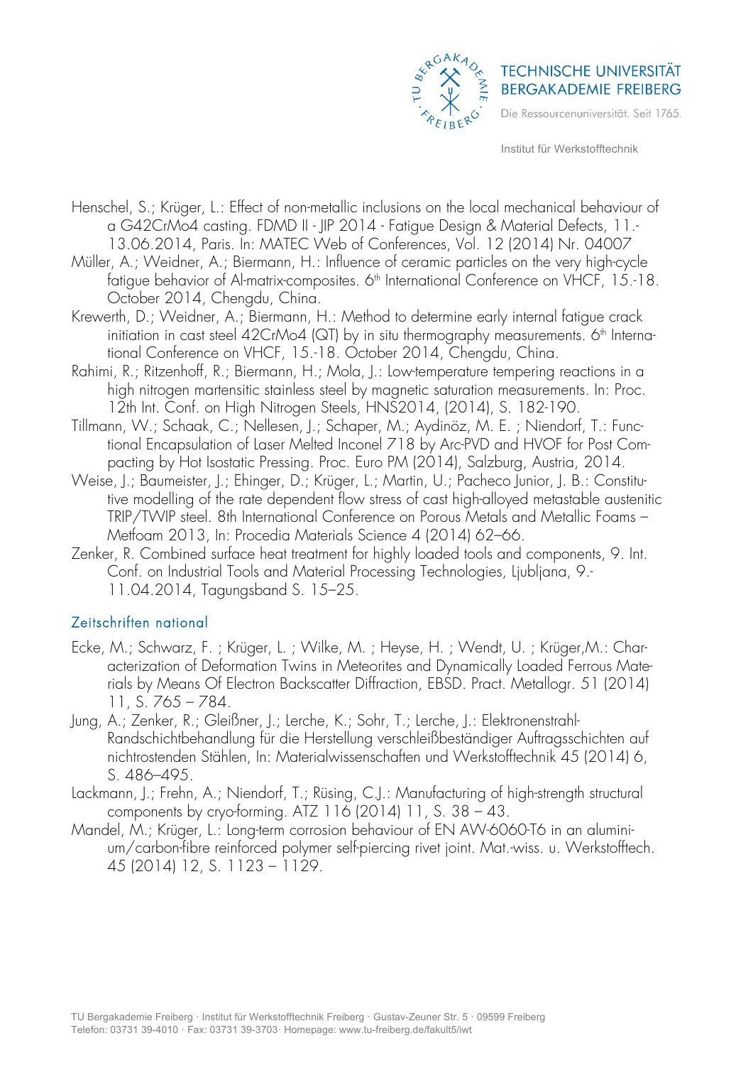Henschel, S.; Krüger, L.: Effect of non-metallic inclusions on the local mechanical behaviour of a G42CrMo4 casting. FDMD II - JIP 2014 - Fatigue Design & Material Defects, 11.-13.06.2014, Paris. In: MATEC Web of Conferences, Vol. 12 (2014) Nr. 04007

Müller, A.; Weidner, A.; Biermann, H.: Influence of ceramic particles on the very high-cycle fatigue behavior of Al-matrix-composites. 6th International Conference on VHCF, 15.-18. October 2014, Chengdu, China.

Krewerth, D.; Weidner, A.; Biermann, H.: Method to determine early internal fatigue crack initiation in cast steel 42CrMo4 (QT) by in situ thermography measurements. 6th International Conference on VHCF, 15.-18. October 2014, Chengdu, China.

Rahimi, R.; Ritzenhoff, R.; Biermann, H.; Mola, J.: Low-temperature tempering reactions in a high nitrogen martensitic stainless steel by magnetic saturation measurements. In: Proc. 12th Int. Conf. on High Nitrogen Steels, HNS2014, (2014), S. 182-190.

Tillmann, W.; Schaak, C.; Nellesen, J.; Schaper, M.; Aydinöz, M. E. ; Niendorf, T.: Functional Encapsulation of Laser Melted Inconel 718 by Arc-PVD and HVOF for Post Compacting by Hot Isostatic Pressing. Proc. Euro PM (2014), Salzburg, Austria, 2014.

Weise, J.; Baumeister, J.; Ehinger, D.; Krüger, L.; Martin, U.; Pacheco Junior, J. B.: Constitutive modelling of the rate dependent flow stress of cast high-alloyed metastable austenitic TRIP/TWIP steel. 8th International Conference on Porous Metals and Metallic Foams – Metfoam 2013, In: Procedia Materials Science 4 (2014) 62–66.

Zenker, R. Combined surface heat treatment for highly loaded tools and components, 9. Int. Conf. on Industrial Tools and Material Processing Technologies, Ljubljana, 9.-11.04.2014, Tagungsband S. 15–25.

## Zeitschriften national

Ecke, M.; Schwarz, F. ; Krüger, L. ; Wilke, M. ; Heyse, H. ; Wendt, U. ; Krüger,M.: Characterization of Deformation Twins in Meteorites and Dynamically Loaded Ferrous Materials by Means Of Electron Backscatter Diffraction, EBSD. Pract. Metallogr. 51 (2014) 11, S. 765 – 784.

Jung, A.; Zenker, R.; Gleißner, J.; Lerche, K.; Sohr, T.; Lerche, J.: Elektronenstrahl-Randschichtbehandlung für die Herstellung verschleißbeständiger Auftragsschichten auf nichtrostenden Stählen, In: Materialwissenschaften und Werkstofftechnik 45 (2014) 6, S. 486–495.

Lackmann, J.; Frehn, A.; Niendorf, T.; Rüsing, C.J.: Manufacturing of high-strength structural components by cryo-forming. ATZ 116 (2014) 11, S. 38 – 43.

Mandel, M.; Krüger, L.: Long-term corrosion behaviour of EN AW-6060-T6 in an aluminium/carbon-fibre reinforced polymer self-piercing rivet joint. Mat.-wiss. u. Werkstofftech. 45 (2014) 12, S. 1123 – 1129.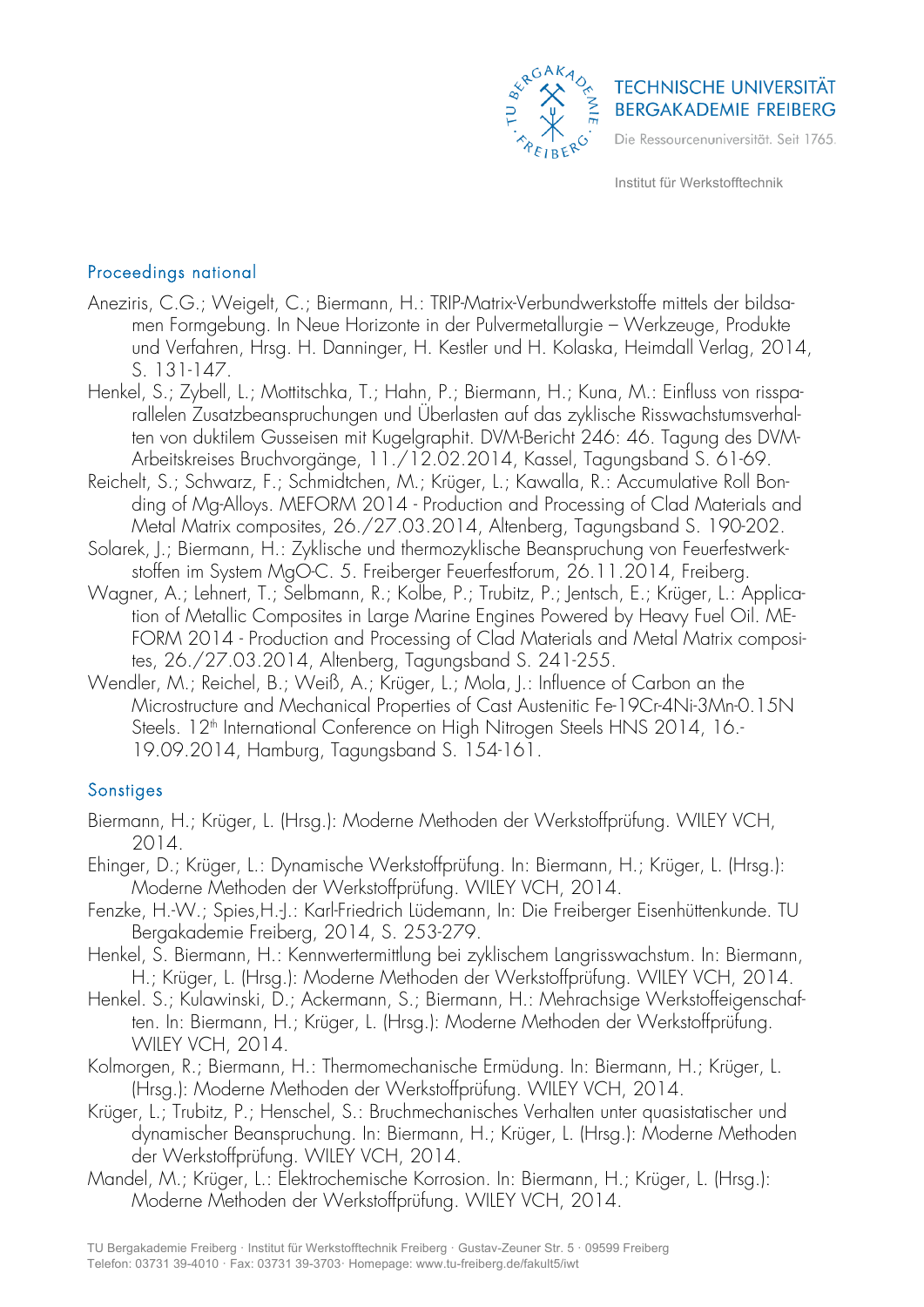## Proceedings national

Aneziris, C.G.; Weigelt, C.; Biermann, H.: TRIP-Matrix-Verbundwerkstoffe mittels der bildsamen Formgebung. In Neue Horizonte in der Pulvermetallurgie – Werkzeuge, Produkte und Verfahren, Hrsg. H. Danninger, H. Kestler und H. Kolaska, Heimdall Verlag, 2014, S. 131-147.

Henkel, S.; Zybell, L.; Mottitschka, T.; Hahn, P.; Biermann, H.; Kuna, M.: Einfluss von rissparallelen Zusatzbeanspruchungen und Überlasten auf das zyklische Risswachstumsverhalten von duktilem Gusseisen mit Kugelgraphit. DVM-Bericht 246: 46. Tagung des DVM-Arbeitskreises Bruchvorgänge, 11./12.02.2014, Kassel, Tagungsband S. 61-69.

Reichelt, S.; Schwarz, F.; Schmidtchen, M.; Krüger, L.; Kawalla, R.: Accumulative Roll Bonding of Mg-Alloys. MEFORM 2014 - Production and Processing of Clad Materials and Metal Matrix composites, 26./27.03.2014, Altenberg, Tagungsband S. 190-202.

Solarek, J.; Biermann, H.: Zyklische und thermozyklische Beanspruchung von Feuerfestwerkstoffen im System MgO-C. 5. Freiberger Feuerfestforum, 26.11.2014, Freiberg.

Wagner, A.; Lehnert, T.; Selbmann, R.; Kolbe, P.; Trubitz, P.; Jentsch, E.; Krüger, L.: Application of Metallic Composites in Large Marine Engines Powered by Heavy Fuel Oil. MEFORM 2014 - Production and Processing of Clad Materials and Metal Matrix composites, 26./27.03.2014, Altenberg, Tagungsband S. 241-255.

Wendler, M.; Reichel, B.; Weiß, A.; Krüger, L.; Mola, J.: Influence of Carbon an the Microstructure and Mechanical Properties of Cast Austenitic Fe-19Cr-4Ni-3Mn-0.15N Steels. 12th International Conference on High Nitrogen Steels HNS 2014, 16.-19.09.2014, Hamburg, Tagungsband S. 154-161.

## Sonstiges

Biermann, H.; Krüger, L. (Hrsg.): Moderne Methoden der Werkstoffprüfung. WILEY VCH, 2014.

Ehinger, D.; Krüger, L.: Dynamische Werkstoffprüfung. In: Biermann, H.; Krüger, L. (Hrsg.): Moderne Methoden der Werkstoffprüfung. WILEY VCH, 2014.

Fenzke, H.-W.; Spies,H.-J.: Karl-Friedrich Lüdemann, In: Die Freiberger Eisenhüttenkunde. TU Bergakademie Freiberg, 2014, S. 253-279.

Henkel, S. Biermann, H.: Kennwertermittlung bei zyklischem Langrisswachstum. In: Biermann, H.; Krüger, L. (Hrsg.): Moderne Methoden der Werkstoffprüfung. WILEY VCH, 2014.

Henkel. S.; Kulawinski, D.; Ackermann, S.; Biermann, H.: Mehrachsige Werkstoffeigenschaften. In: Biermann, H.; Krüger, L. (Hrsg.): Moderne Methoden der Werkstoffprüfung. WILEY VCH, 2014.

Kolmorgen, R.; Biermann, H.: Thermomechanische Ermüdung. In: Biermann, H.; Krüger, L. (Hrsg.): Moderne Methoden der Werkstoffprüfung. WILEY VCH, 2014.

Krüger, L.; Trubitz, P.; Henschel, S.: Bruchmechanisches Verhalten unter quasistatischer und dynamischer Beanspruchung. In: Biermann, H.; Krüger, L. (Hrsg.): Moderne Methoden der Werkstoffprüfung. WILEY VCH, 2014.

Mandel, M.; Krüger, L.: Elektrochemische Korrosion. In: Biermann, H.; Krüger, L. (Hrsg.): Moderne Methoden der Werkstoffprüfung. WILEY VCH, 2014.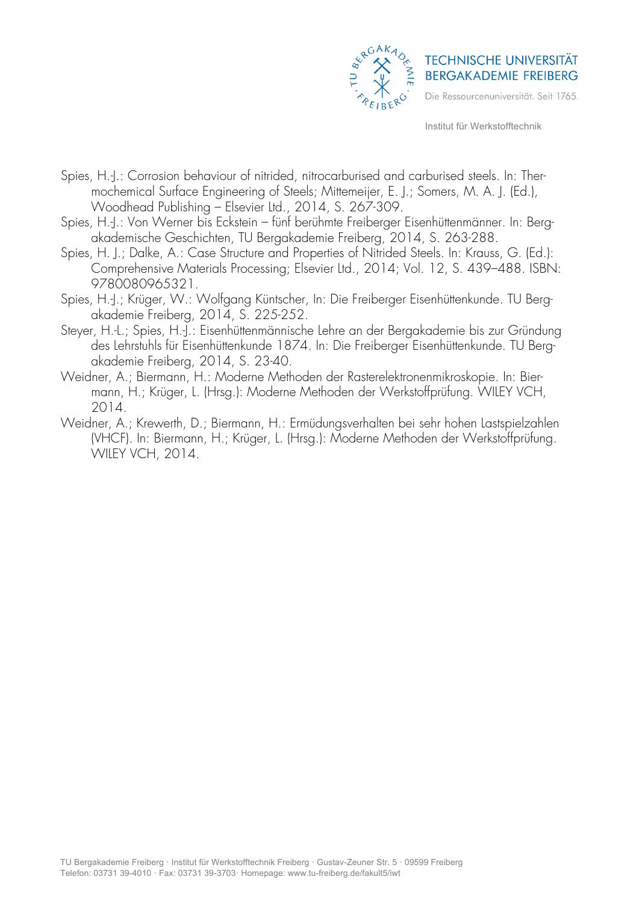Spies, H.-J.: Corrosion behaviour of nitrided, nitrocarburised and carburised steels. In: Thermochemical Surface Engineering of Steels; Mittemeijer, E. J.; Somers, M. A. J. (Ed.), Woodhead Publishing – Elsevier Ltd., 2014, S. 267-309.

Spies, H.-J.: Von Werner bis Eckstein – fünf berühmte Freiberger Eisenhüttenmänner. In: Bergakademische Geschichten, TU Bergakademie Freiberg, 2014, S. 263-288.

Spies, H. J.; Dalke, A.: Case Structure and Properties of Nitrided Steels. In: Krauss, G. (Ed.): Comprehensive Materials Processing; Elsevier Ltd., 2014; Vol. 12, S. 439–488. ISBN: 9780080965321.

Spies, H.-J.; Krüger, W.: Wolfgang Küntscher, In: Die Freiberger Eisenhüttenkunde. TU Bergakademie Freiberg, 2014, S. 225-252.

Steyer, H.-L.; Spies, H.-J.: Eisenhüttenmännische Lehre an der Bergakademie bis zur Gründung des Lehrstuhls für Eisenhüttenkunde 1874. In: Die Freiberger Eisenhüttenkunde. TU Bergakademie Freiberg, 2014, S. 23-40.

Weidner, A.; Biermann, H.: Moderne Methoden der Rasterelektronenmikroskopie. In: Biermann, H.; Krüger, L. (Hrsg.): Moderne Methoden der Werkstoffprüfung. WILEY VCH, 2014.

Weidner, A.; Krewerth, D.; Biermann, H.: Ermüdungsverhalten bei sehr hohen Lastspielzahlen (VHCF). In: Biermann, H.; Krüger, L. (Hrsg.): Moderne Methoden der Werkstoffprüfung. WILEY VCH, 2014.